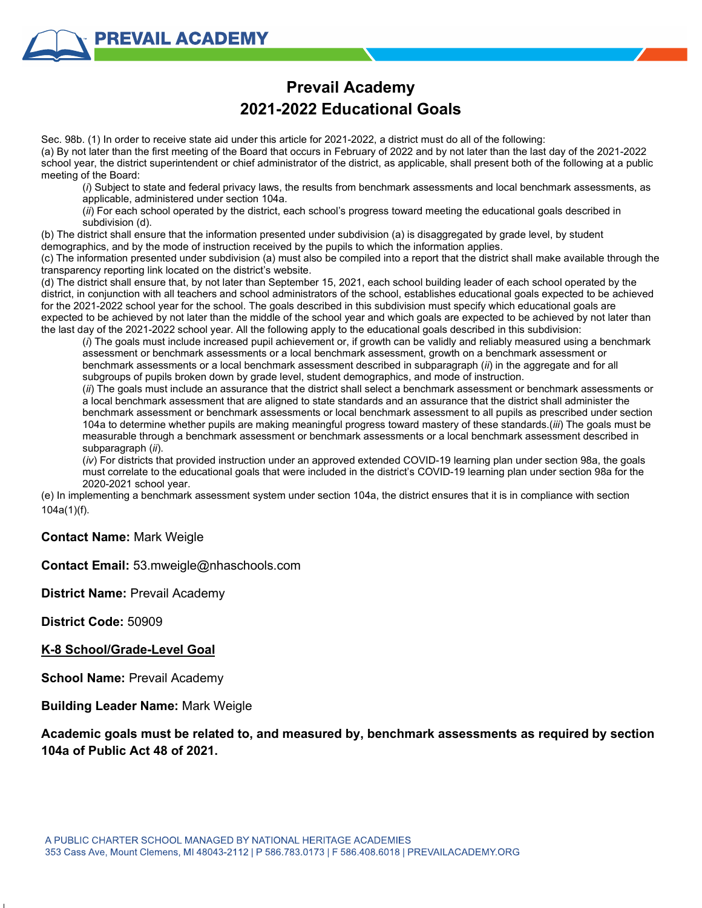# Prevail Academy
# 2021-2022 Educational Goals

Sec. 98b. (1) In order to receive state aid under this article for 2021-2022, a district must do all of the following:

(a) By not later than the first meeting of the Board that occurs in February of 2022 and by not later than the last day of the 2021-2022 school year, the district superintendent or chief administrator of the district, as applicable, shall present both of the following at a public meeting of the Board:

> (*i*) Subject to state and federal privacy laws, the results from benchmark assessments and local benchmark assessments, as applicable, administered under section 104a.
>
> (*ii*) For each school operated by the district, each school's progress toward meeting the educational goals described in subdivision (d).

(b) The district shall ensure that the information presented under subdivision (a) is disaggregated by grade level, by student demographics, and by the mode of instruction received by the pupils to which the information applies.

(c) The information presented under subdivision (a) must also be compiled into a report that the district shall make available through the transparency reporting link located on the district's website.

(d) The district shall ensure that, by not later than September 15, 2021, each school building leader of each school operated by the district, in conjunction with all teachers and school administrators of the school, establishes educational goals expected to be achieved for the 2021-2022 school year for the school. The goals described in this subdivision must specify which educational goals are expected to be achieved by not later than the middle of the school year and which goals are expected to be achieved by not later than the last day of the 2021-2022 school year. All the following apply to the educational goals described in this subdivision:

> (*i*) The goals must include increased pupil achievement or, if growth can be validly and reliably measured using a benchmark assessment or benchmark assessments or a local benchmark assessment, growth on a benchmark assessment or benchmark assessments or a local benchmark assessment described in subparagraph (*ii*) in the aggregate and for all subgroups of pupils broken down by grade level, student demographics, and mode of instruction.
>
> (*ii*) The goals must include an assurance that the district shall select a benchmark assessment or benchmark assessments or a local benchmark assessment that are aligned to state standards and an assurance that the district shall administer the benchmark assessment or benchmark assessments or local benchmark assessment to all pupils as prescribed under section 104a to determine whether pupils are making meaningful progress toward mastery of these standards.(*iii*) The goals must be measurable through a benchmark assessment or benchmark assessments or a local benchmark assessment described in subparagraph (*ii*).
>
> (*iv*) For districts that provided instruction under an approved extended COVID-19 learning plan under section 98a, the goals must correlate to the educational goals that were included in the district's COVID-19 learning plan under section 98a for the 2020-2021 school year.

(e) In implementing a benchmark assessment system under section 104a, the district ensures that it is in compliance with section 104a(1)(f).

**Contact Name:** Mark Weigle

**Contact Email:** 53.mweigle@nhaschools.com

**District Name:** Prevail Academy

**District Code:** 50909

**<u>K-8 School/Grade-Level Goal</u>**

**School Name:** Prevail Academy

**Building Leader Name:** Mark Weigle

**Academic goals must be related to, and measured by, benchmark assessments as required by section 104a of Public Act 48 of 2021.**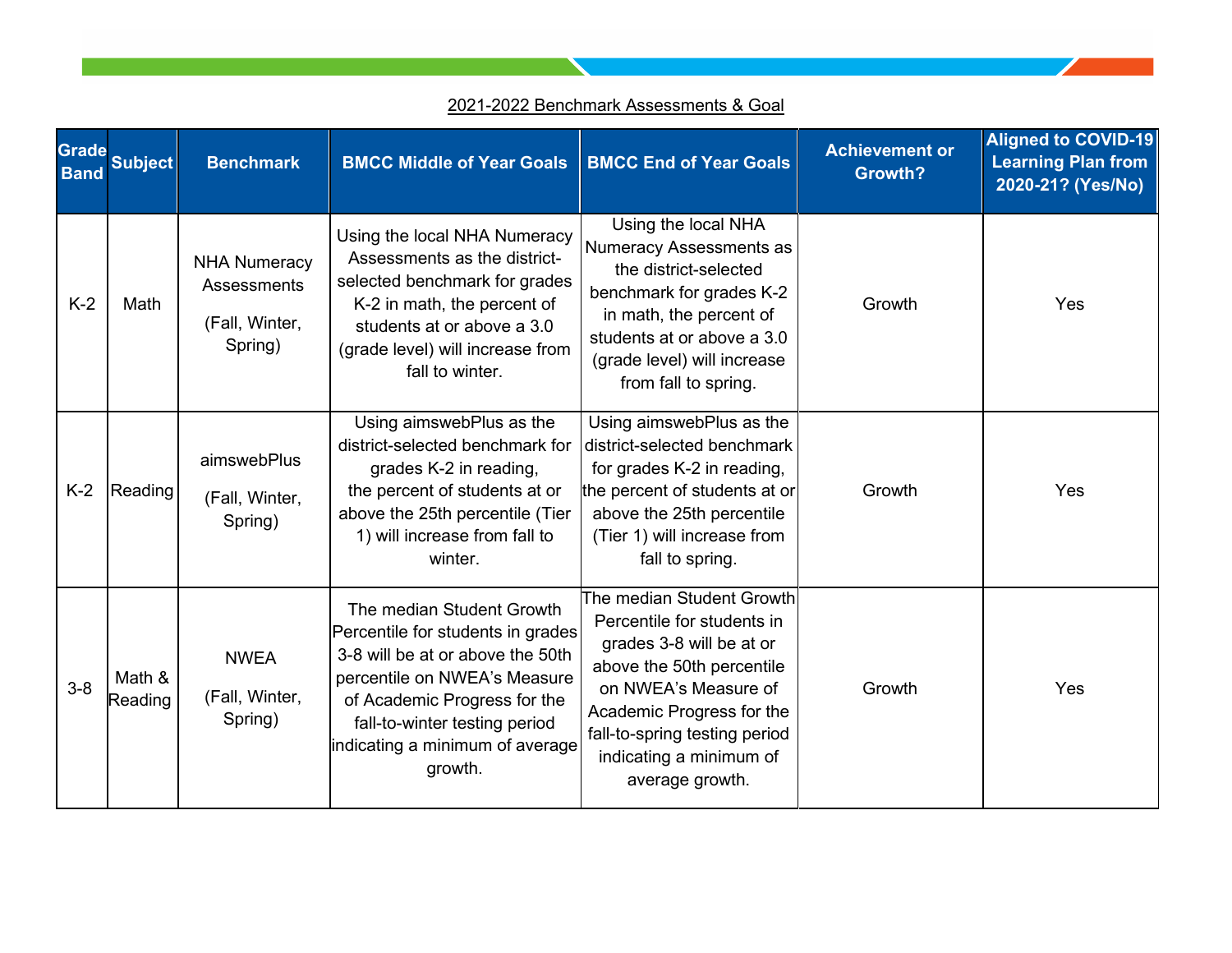2021-2022 Benchmark Assessments & Goal

| Grade Band | Subject | Benchmark | BMCC Middle of Year Goals | BMCC End of Year Goals | Achievement or Growth? | Aligned to COVID-19 Learning Plan from 2020-21? (Yes/No) |
|---|---|---|---|---|---|---|
| K-2 | Math | NHA Numeracy Assessments (Fall, Winter, Spring) | Using the local NHA Numeracy Assessments as the district-selected benchmark for grades K-2 in math, the percent of students at or above a 3.0 (grade level) will increase from fall to winter. | Using the local NHA Numeracy Assessments as the district-selected benchmark for grades K-2 in math, the percent of students at or above a 3.0 (grade level) will increase from fall to spring. | Growth | Yes |
| K-2 | Reading | aimswebPlus (Fall, Winter, Spring) | Using aimswebPlus as the district-selected benchmark for grades K-2 in reading, the percent of students at or above the 25th percentile (Tier 1) will increase from fall to winter. | Using aimswebPlus as the district-selected benchmark for grades K-2 in reading, the percent of students at or above the 25th percentile (Tier 1) will increase from fall to spring. | Growth | Yes |
| 3-8 | Math & Reading | NWEA (Fall, Winter, Spring) | The median Student Growth Percentile for students in grades 3-8 will be at or above the 50th percentile on NWEA's Measure of Academic Progress for the fall-to-winter testing period indicating a minimum of average growth. | The median Student Growth Percentile for students in grades 3-8 will be at or above the 50th percentile on NWEA's Measure of Academic Progress for the fall-to-spring testing period indicating a minimum of average growth. | Growth | Yes |